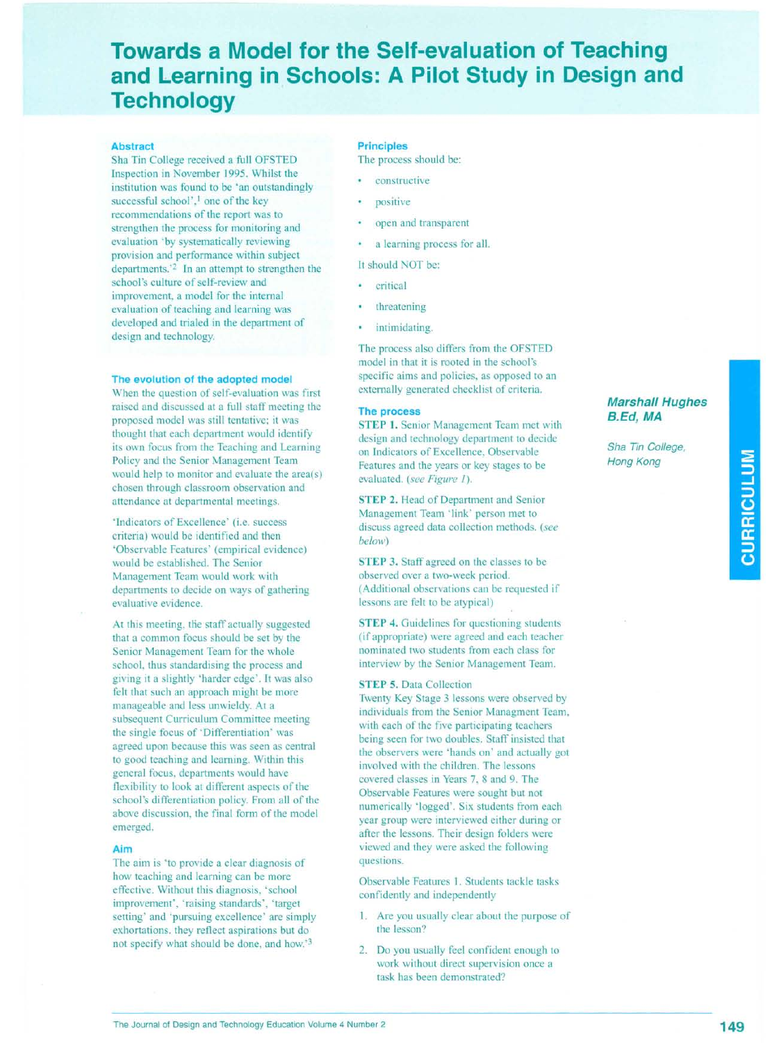# Towards a Model for the Self-evaluation of Teaching and Learning in Schools: A Pilot Study in Design and Technology

**Marshall Hughes B.Ed, MA**

*Sha Tin College, Hong Kong*

### Abstract

Sha Tin College received a full OFSTED Inspection in November 1995. Whilst the institution was found to be 'an outstandingly successful school',[1] one of the key recommendations of the report was to strengthen the process for monitoring and evaluation 'by systematically reviewing provision and performance within subject departments.'[2] In an attempt to strengthen the school's culture of self-review and improvement, a model for the internal evaluation of teaching and learning was developed and trialed in the department of design and technology.

### The evolution of the adopted model

When the question of self-evaluation was first raised and discussed at a full staff meeting the proposed model was still tentative; it was thought that each department would identify its own focus from the Teaching and Learning Policy and the Senior Management Team would help to monitor and evaluate the area(s) chosen through classroom observation and attendance at departmental meetings.

'Indicators of Excellence' (i.e. success criteria) would be identified and then 'Observable Features' (empirical evidence) would be established. The Senior Management Team would work with departments to decide on ways of gathering evaluative evidence.

At this meeting, the staff actually suggested that a common focus should be set by the Senior Management Team for the whole school, thus standardising the process and giving it a slightly 'harder edge'. It was also felt that such an approach might be more manageable and less unwieldy. At a subsequent Curriculum Committee meeting the single focus of 'Differentiation' was agreed upon because this was seen as central to good teaching and learning. Within this general focus, departments would have flexibility to look at different aspects of the school's differentiation policy. From all of the above discussion, the final form of the model emerged.

### Aim

The aim is 'to provide a clear diagnosis of how teaching and learning can be more effective. Without this diagnosis, 'school improvement', 'raising standards', 'target setting' and 'pursuing excellence' are simply exhortations, they reflect aspirations but do not specify what should be done, and how.'[3]

### Principles

The process should be:

- constructive
- positive
- open and transparent
- a learning process for all.

It should NOT be:

- critical
- threatening
- intimidating.

The process also differs from the OFSTED model in that it is rooted in the school's specific aims and policies, as opposed to an externally generated checklist of criteria.

### The process

**STEP 1.** Senior Management Team met with design and technology department to decide on Indicators of Excellence, Observable Features and the years or key stages to be evaluated. (*see Figure 1*).

**STEP 2.** Head of Department and Senior Management Team 'link' person met to discuss agreed data collection methods. (*see below*)

**STEP 3.** Staff agreed on the classes to be observed over a two-week period. (Additional observations can be requested if lessons are felt to be atypical)

**STEP 4.** Guidelines for questioning students (if appropriate) were agreed and each teacher nominated two students from each class for interview by the Senior Management Team.

**STEP 5.** Data Collection

Twenty Key Stage 3 lessons were observed by individuals from the Senior Managment Team, with each of the five participating teachers being seen for two doubles. Staff insisted that the observers were 'hands on' and actually got involved with the children. The lessons covered classes in Years 7, 8 and 9. The Observable Features were sought but not numerically 'logged'. Six students from each year group were interviewed either during or after the lessons. Their design folders were viewed and they were asked the following questions.

Observable Features 1. Students tackle tasks confidently and independently

1. Are you usually clear about the purpose of the lesson?
2. Do you usually feel confident enough to work without direct supervision once a task has been demonstrated?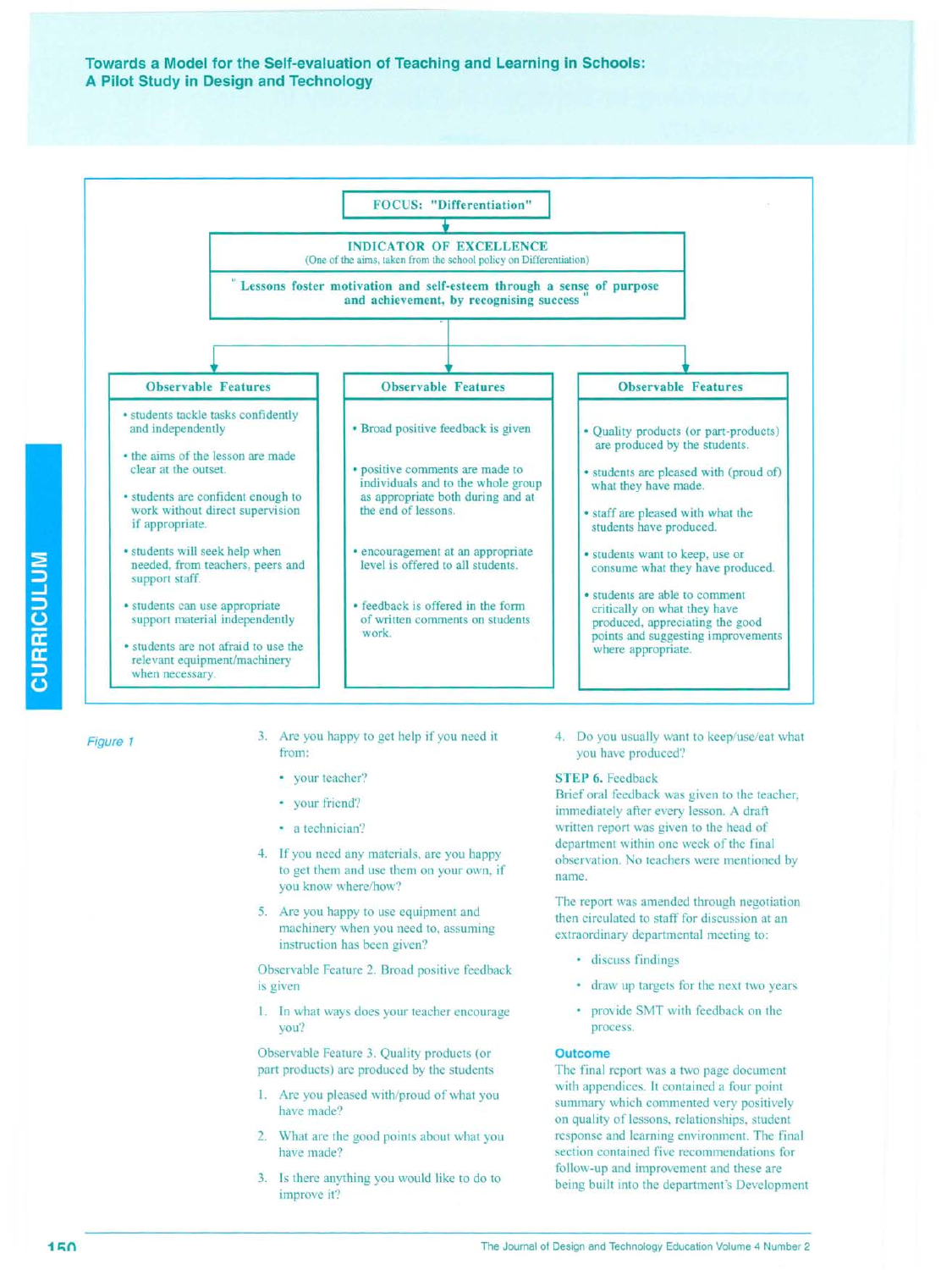FOCUS: "Differentiation"

**INDICATOR OF EXCELLENCE**
(One of the aims, taken from the school policy on Differentiation)

"Lessons foster motivation and self-esteem through a sense of purpose and achievement, by recognising success"

| Observable Features | Observable Features | Observable Features |
|---|---|---|
| • students tackle tasks confidently and independently<br>• the aims of the lesson are made clear at the outset.<br>• students are confident enough to work without direct supervision if appropriate.<br>• students will seek help when needed, from teachers, peers and support staff.<br>• students can use appropriate support material independently<br>• students are not afraid to use the relevant equipment/machinery when necessary. | • Broad positive feedback is given<br>• positive comments are made to individuals and to the whole group as appropriate both during and at the end of lessons.<br>• encouragement at an appropriate level is offered to all students.<br>• feedback is offered in the form of written comments on students work. | • Quality products (or part-products) are produced by the students.<br>• students are pleased with (proud of) what they have made.<br>• staff are pleased with what the students have produced.<br>• students want to keep, use or consume what they have produced.<br>• students are able to comment critically on what they have produced, appreciating the good points and suggesting improvements where appropriate. |

*Figure 1*

3. Are you happy to get help if you need it from:
   - your teacher?
   - your friend?
   - a technician?
4. If you need any materials, are you happy to get them and use them on your own, if you know where/how?
5. Are you happy to use equipment and machinery when you need to, assuming instruction has been given?

Observable Feature 2. Broad positive feedback is given

1. In what ways does your teacher encourage you?

Observable Feature 3. Quality products (or part products) are produced by the students

1. Are you pleased with/proud of what you have made?
2. What are the good points about what you have made?
3. Is there anything you would like to do to improve it?
4. Do you usually want to keep/use/eat what you have produced?

**STEP 6.** Feedback
Brief oral feedback was given to the teacher, immediately after every lesson. A draft written report was given to the head of department within one week of the final observation. No teachers were mentioned by name.

The report was amended through negotiation then circulated to staff for discussion at an extraordinary departmental meeting to:

- discuss findings
- draw up targets for the next two years
- provide SMT with feedback on the process.

### Outcome

The final report was a two page document with appendices. It contained a four point summary which commented very positively on quality of lessons, relationships, student response and learning environment. The final section contained five recommendations for follow-up and improvement and these are being built into the department's Development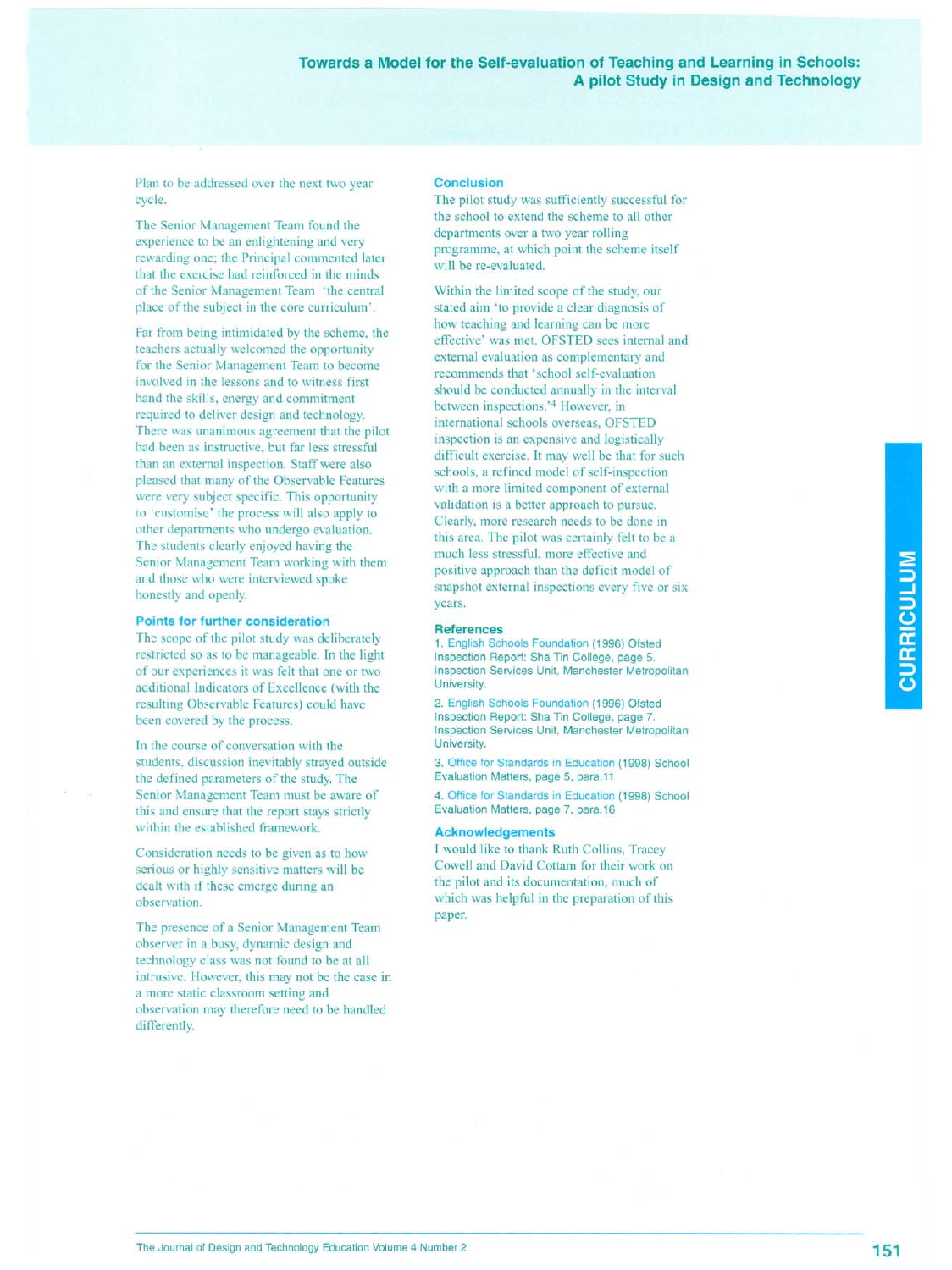Plan to be addressed over the next two year cycle.

The Senior Management Team found the experience to be an enlightening and very rewarding one; the Principal commented later that the exercise had reinforced in the minds of the Senior Management Team 'the central place of the subject in the core curriculum'.

Far from being intimidated by the scheme, the teachers actually welcomed the opportunity for the Senior Management Team to become involved in the lessons and to witness first hand the skills, energy and commitment required to deliver design and technology. There was unanimous agreement that the pilot had been as instructive, but far less stressful than an external inspection. Staff were also pleased that many of the Observable Features were very subject specific. This opportunity to 'customise' the process will also apply to other departments who undergo evaluation. The students clearly enjoyed having the Senior Management Team working with them and those who were interviewed spoke honestly and openly.

### Points for further consideration

The scope of the pilot study was deliberately restricted so as to be manageable. In the light of our experiences it was felt that one or two additional Indicators of Excellence (with the resulting Observable Features) could have been covered by the process.

In the course of conversation with the students, discussion inevitably strayed outside the defined parameters of the study. The Senior Management Team must be aware of this and ensure that the report stays strictly within the established framework.

Consideration needs to be given as to how serious or highly sensitive matters will be dealt with if these emerge during an observation.

The presence of a Senior Management Team observer in a busy, dynamic design and technology class was not found to be at all intrusive. However, this may not be the case in a more static classroom setting and observation may therefore need to be handled differently.

### Conclusion

The pilot study was sufficiently successful for the school to extend the scheme to all other departments over a two year rolling programme, at which point the scheme itself will be re-evaluated.

Within the limited scope of the study, our stated aim 'to provide a clear diagnosis of how teaching and learning can be more effective' was met. OFSTED sees internal and external evaluation as complementary and recommends that 'school self-evaluation should be conducted annually in the interval between inspections.'[4] However, in international schools overseas, OFSTED inspection is an expensive and logistically difficult exercise. It may well be that for such schools, a refined model of self-inspection with a more limited component of external validation is a better approach to pursue. Clearly, more research needs to be done in this area. The pilot was certainly felt to be a much less stressful, more effective and positive approach than the deficit model of snapshot external inspections every five or six years.

### References

1. English Schools Foundation (1996) Ofsted Inspection Report: Sha Tin College, page 5. Inspection Services Unit, Manchester Metropolitan University.
2. English Schools Foundation (1996) Ofsted Inspection Report: Sha Tin College, page 7. Inspection Services Unit, Manchester Metropolitan University.
3. Office for Standards in Education (1998) School Evaluation Matters, page 5, para.11
4. Office for Standards in Education (1998) School Evaluation Matters, page 7, para.16

### Acknowledgements

I would like to thank Ruth Collins, Tracey Cowell and David Cottam for their work on the pilot and its documentation, much of which was helpful in the preparation of this paper.